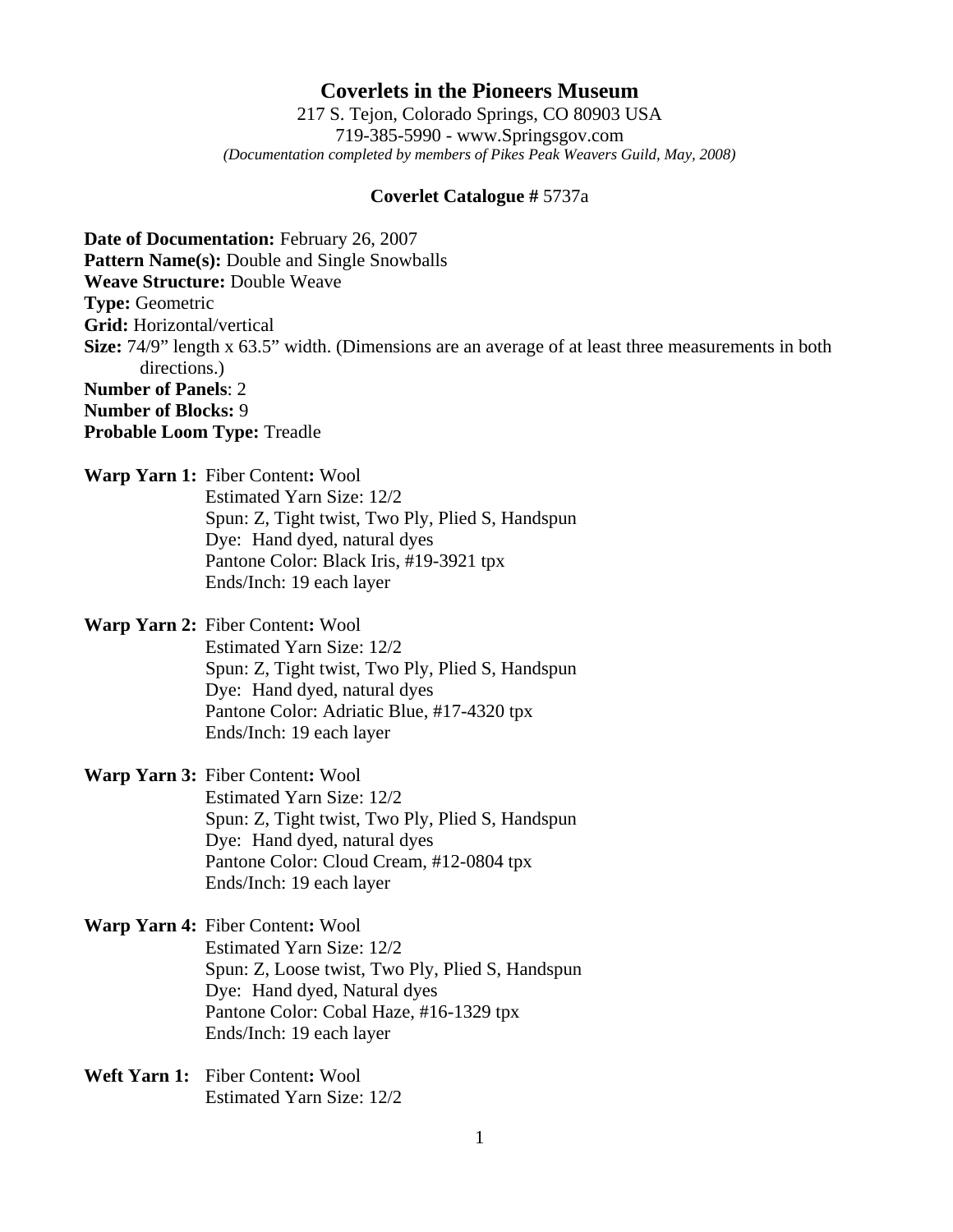# Coverlets in the Pioneers Museum

217 S. Tejon, Colorado Springs, CO 80903 USA
719-385-5990 - www.Springsgov.com
*(Documentation completed by members of Pikes Peak Weavers Guild, May, 2008)*

**Coverlet Catalogue #** 5737a

**Date of Documentation:** February 26, 2007
**Pattern Name(s):** Double and Single Snowballs
**Weave Structure:** Double Weave
**Type:** Geometric
**Grid:** Horizontal/vertical
**Size:** 74/9" length x 63.5" width. (Dimensions are an average of at least three measurements in both directions.)
**Number of Panels**: 2
**Number of Blocks:** 9
**Probable Loom Type:** Treadle

**Warp Yarn 1:** Fiber Content**:** Wool
Estimated Yarn Size: 12/2
Spun: Z, Tight twist, Two Ply, Plied S, Handspun
Dye: Hand dyed, natural dyes
Pantone Color: Black Iris, #19-3921 tpx
Ends/Inch: 19 each layer

**Warp Yarn 2:** Fiber Content**:** Wool
Estimated Yarn Size: 12/2
Spun: Z, Tight twist, Two Ply, Plied S, Handspun
Dye: Hand dyed, natural dyes
Pantone Color: Adriatic Blue, #17-4320 tpx
Ends/Inch: 19 each layer

**Warp Yarn 3:** Fiber Content**:** Wool
Estimated Yarn Size: 12/2
Spun: Z, Tight twist, Two Ply, Plied S, Handspun
Dye: Hand dyed, natural dyes
Pantone Color: Cloud Cream, #12-0804 tpx
Ends/Inch: 19 each layer

**Warp Yarn 4:** Fiber Content**:** Wool
Estimated Yarn Size: 12/2
Spun: Z, Loose twist, Two Ply, Plied S, Handspun
Dye: Hand dyed, Natural dyes
Pantone Color: Cobal Haze, #16-1329 tpx
Ends/Inch: 19 each layer

**Weft Yarn 1:** Fiber Content**:** Wool
Estimated Yarn Size: 12/2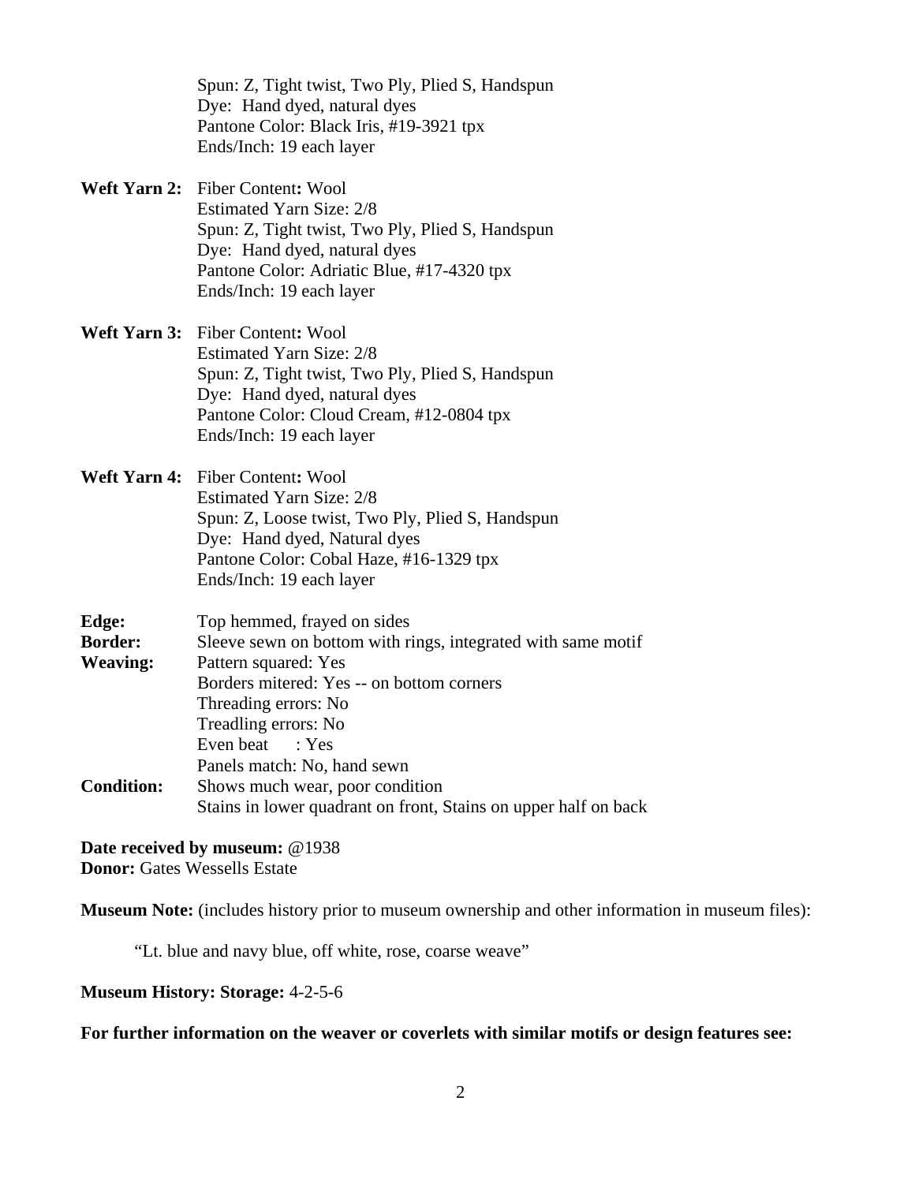Spun: Z, Tight twist, Two Ply, Plied S, Handspun
Dye: Hand dyed, natural dyes
Pantone Color: Black Iris, #19-3921 tpx
Ends/Inch: 19 each layer

**Weft Yarn 2:** Fiber Content**:** Wool
Estimated Yarn Size: 2/8
Spun: Z, Tight twist, Two Ply, Plied S, Handspun
Dye: Hand dyed, natural dyes
Pantone Color: Adriatic Blue, #17-4320 tpx
Ends/Inch: 19 each layer

**Weft Yarn 3:** Fiber Content**:** Wool
Estimated Yarn Size: 2/8
Spun: Z, Tight twist, Two Ply, Plied S, Handspun
Dye: Hand dyed, natural dyes
Pantone Color: Cloud Cream, #12-0804 tpx
Ends/Inch: 19 each layer

**Weft Yarn 4:** Fiber Content**:** Wool
Estimated Yarn Size: 2/8
Spun: Z, Loose twist, Two Ply, Plied S, Handspun
Dye: Hand dyed, Natural dyes
Pantone Color: Cobal Haze, #16-1329 tpx
Ends/Inch: 19 each layer

**Edge:** Top hemmed, frayed on sides
**Border:** Sleeve sewn on bottom with rings, integrated with same motif
**Weaving:** Pattern squared: Yes
Borders mitered: Yes -- on bottom corners
Threading errors: No
Treadling errors: No
Even beat : Yes
Panels match: No, hand sewn
**Condition:** Shows much wear, poor condition
Stains in lower quadrant on front, Stains on upper half on back

**Date received by museum:** @1938
**Donor:** Gates Wessells Estate

**Museum Note:** (includes history prior to museum ownership and other information in museum files):

"Lt. blue and navy blue, off white, rose, coarse weave"

**Museum History: Storage:** 4-2-5-6

**For further information on the weaver or coverlets with similar motifs or design features see:**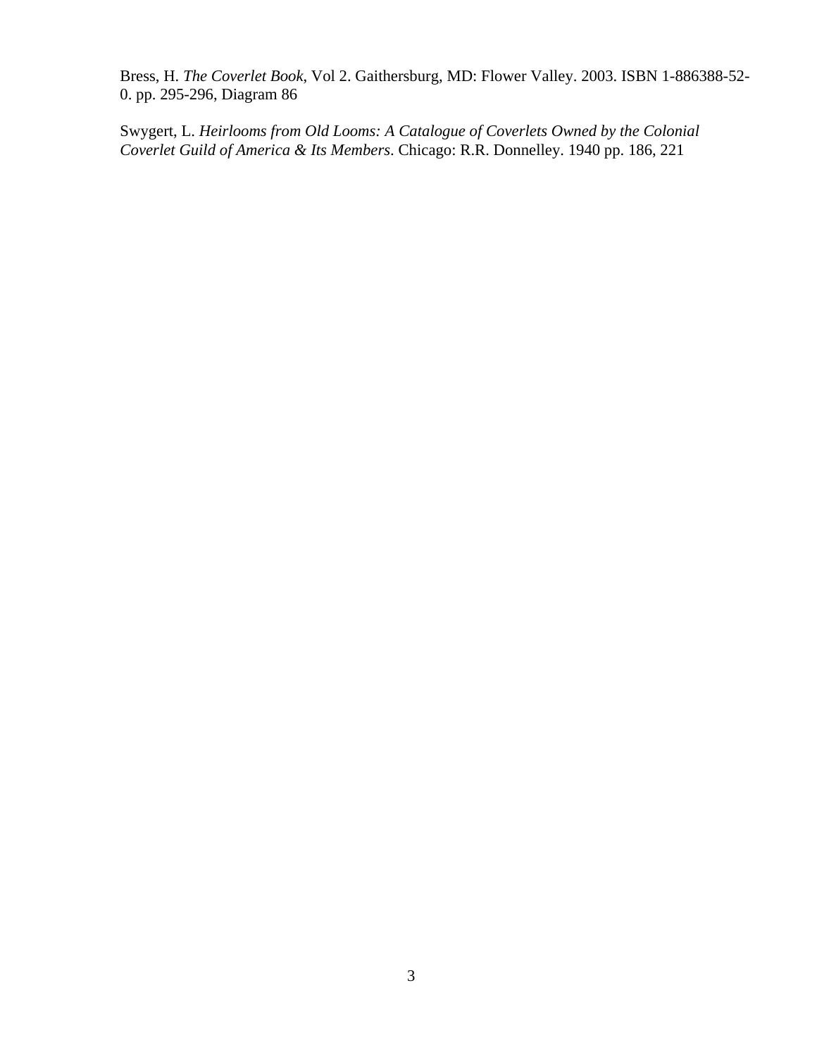Bress, H. *The Coverlet Book*, Vol 2. Gaithersburg, MD: Flower Valley. 2003. ISBN 1-886388-52-0. pp. 295-296, Diagram 86

Swygert, L. *Heirlooms from Old Looms: A Catalogue of Coverlets Owned by the Colonial Coverlet Guild of America & Its Members*. Chicago: R.R. Donnelley. 1940 pp. 186, 221